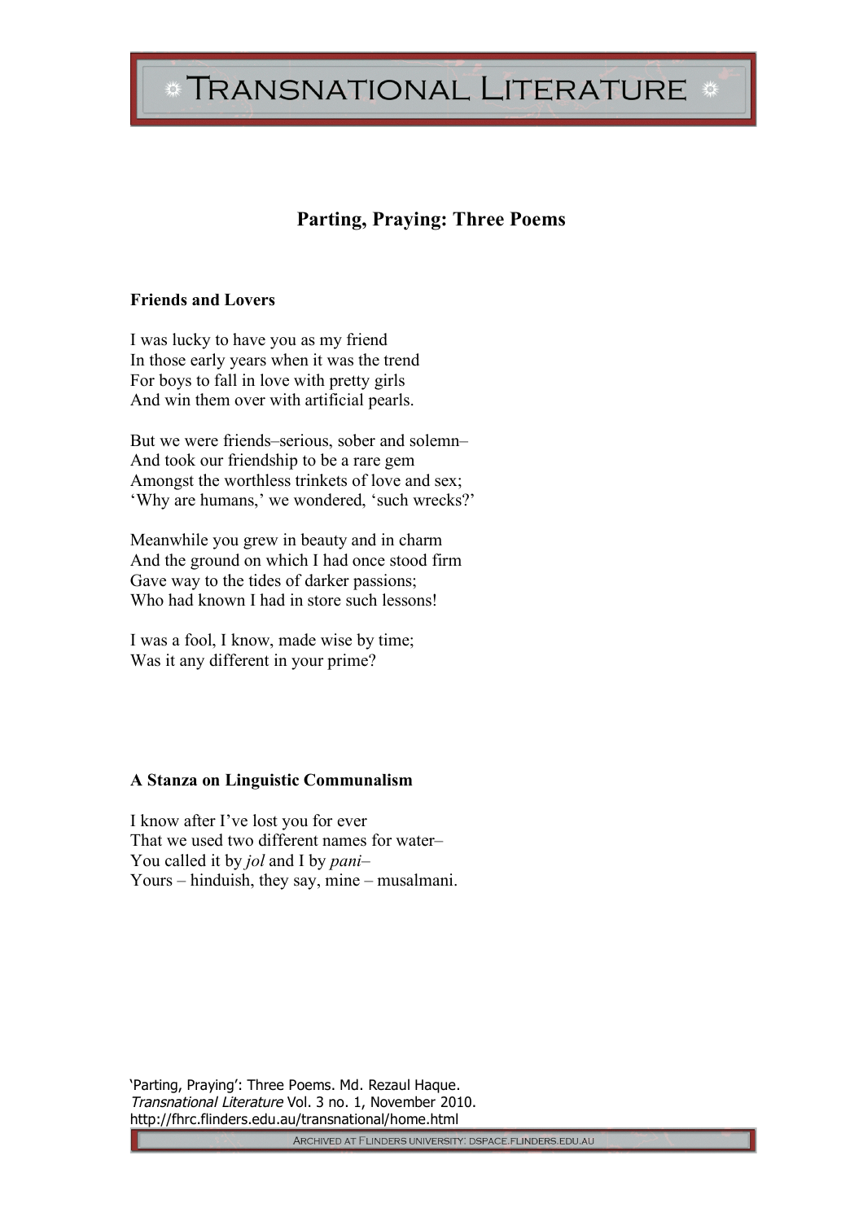# Parting, Praying: Three Poems

### Friends and Lovers

I was lucky to have you as my friend  
In those early years when it was the trend  
For boys to fall in love with pretty girls  
And win them over with artificial pearls.

But we were friends–serious, sober and solemn–  
And took our friendship to be a rare gem  
Amongst the worthless trinkets of love and sex;  
'Why are humans,' we wondered, 'such wrecks?'

Meanwhile you grew in beauty and in charm  
And the ground on which I had once stood firm  
Gave way to the tides of darker passions;  
Who had known I had in store such lessons!

I was a fool, I know, made wise by time;  
Was it any different in your prime?

### A Stanza on Linguistic Communalism

I know after I've lost you for ever  
That we used two different names for water–  
You called it by *jol* and I by *pani*–  
Yours – hinduish, they say, mine – musalmani.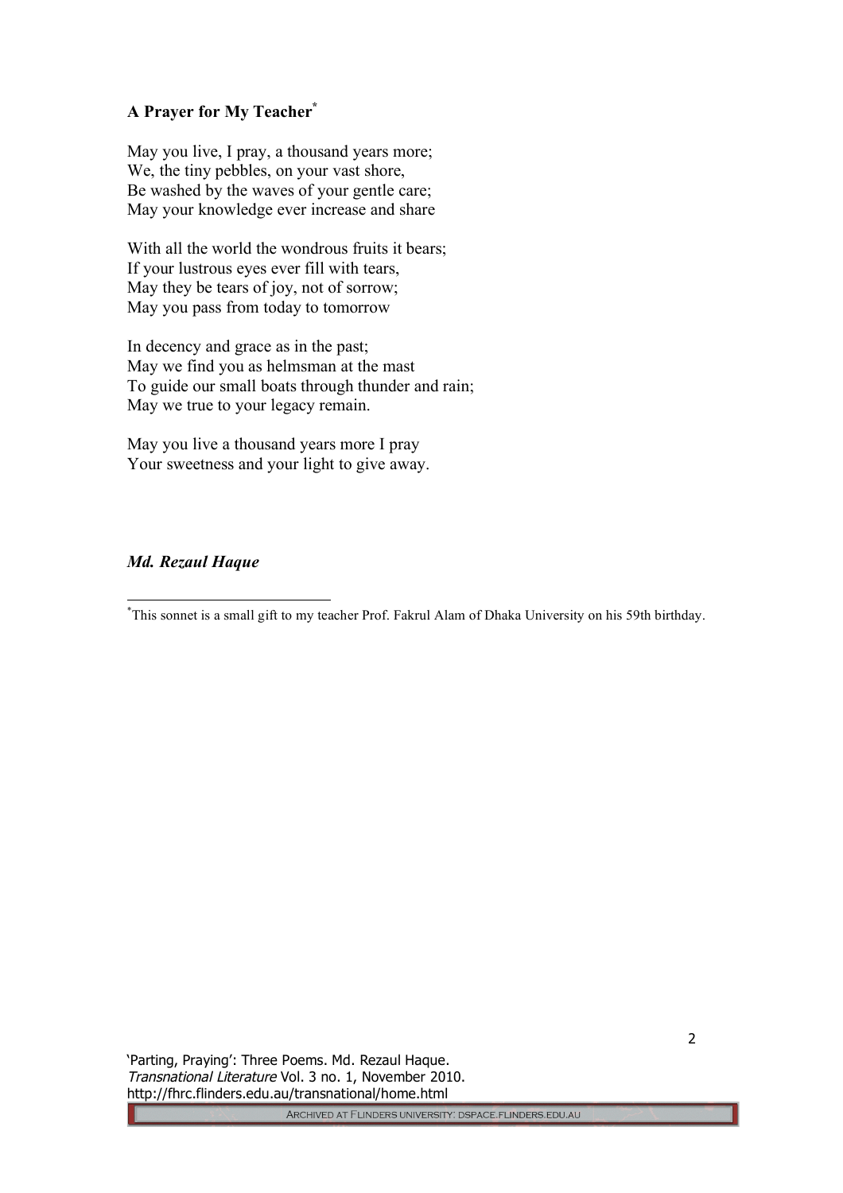### A Prayer for My Teacher[*]

May you live, I pray, a thousand years more;
We, the tiny pebbles, on your vast shore,
Be washed by the waves of your gentle care;
May your knowledge ever increase and share

With all the world the wondrous fruits it bears;
If your lustrous eyes ever fill with tears,
May they be tears of joy, not of sorrow;
May you pass from today to tomorrow

In decency and grace as in the past;
May we find you as helmsman at the mast
To guide our small boats through thunder and rain;
May we true to your legacy remain.

May you live a thousand years more I pray
Your sweetness and your light to give away.

***Md. Rezaul Haque***

[*]This sonnet is a small gift to my teacher Prof. Fakrul Alam of Dhaka University on his 59th birthday.